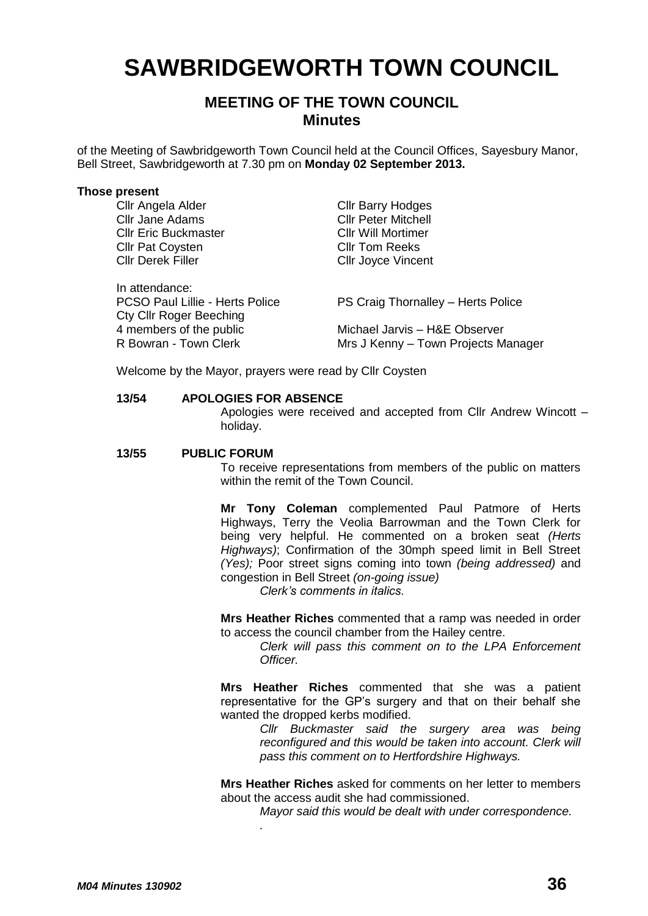# SAWBRIDGEWORTH TOWN COUNCIL

## MEETING OF THE TOWN COUNCIL
## Minutes

of the Meeting of Sawbridgeworth Town Council held at the Council Offices, Sayesbury Manor, Bell Street, Sawbridgeworth at 7.30 pm on **Monday 02 September 2013.**

**Those present**

| | |
|---|---|
| Cllr Angela Alder | Cllr Barry Hodges |
| Cllr Jane Adams | Cllr Peter Mitchell |
| Cllr Eric Buckmaster | Cllr Will Mortimer |
| Cllr Pat Coysten | Cllr Tom Reeks |
| Cllr Derek Filler | Cllr Joyce Vincent |

In attendance:

| | |
|---|---|
| PCSO Paul Lillie - Herts Police | PS Craig Thornalley – Herts Police |
| Cty Cllr Roger Beeching | |
| 4 members of the public | Michael Jarvis – H&E Observer |
| R Bowran - Town Clerk | Mrs J Kenny – Town Projects Manager |

Welcome by the Mayor, prayers were read by Cllr Coysten

**13/54 APOLOGIES FOR ABSENCE**

Apologies were received and accepted from Cllr Andrew Wincott – holiday.

**13/55 PUBLIC FORUM**

To receive representations from members of the public on matters within the remit of the Town Council.

**Mr Tony Coleman** complemented Paul Patmore of Herts Highways, Terry the Veolia Barrowman and the Town Clerk for being very helpful. He commented on a broken seat *(Herts Highways)*; Confirmation of the 30mph speed limit in Bell Street *(Yes);* Poor street signs coming into town *(being addressed)* and congestion in Bell Street *(on-going issue)*

*Clerk's comments in italics.*

**Mrs Heather Riches** commented that a ramp was needed in order to access the council chamber from the Hailey centre.

*Clerk will pass this comment on to the LPA Enforcement Officer.*

**Mrs Heather Riches** commented that she was a patient representative for the GP's surgery and that on their behalf she wanted the dropped kerbs modified.

*Cllr Buckmaster said the surgery area was being reconfigured and this would be taken into account. Clerk will pass this comment on to Hertfordshire Highways.*

**Mrs Heather Riches** asked for comments on her letter to members about the access audit she had commissioned.

*Mayor said this would be dealt with under correspondence.*

*.*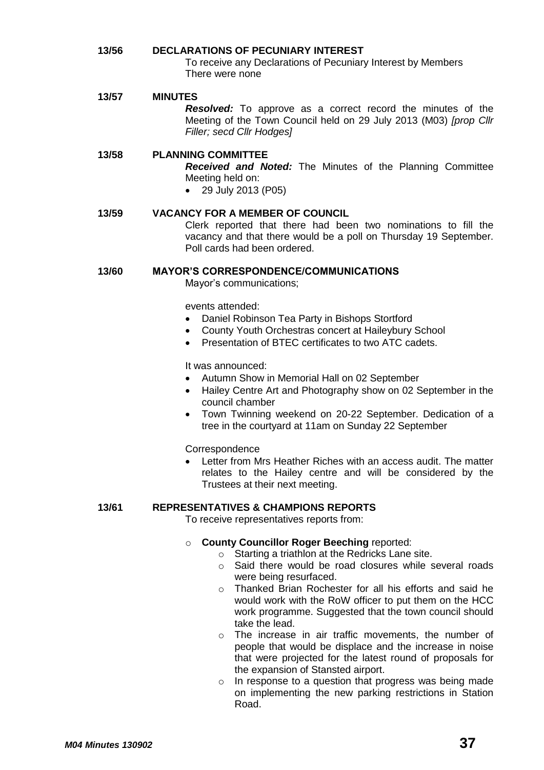## 13/56 DECLARATIONS OF PECUNIARY INTEREST

To receive any Declarations of Pecuniary Interest by Members
There were none

## 13/57 MINUTES

***Resolved:*** To approve as a correct record the minutes of the Meeting of the Town Council held on 29 July 2013 (M03) *[prop Cllr Filler; secd Cllr Hodges]*

## 13/58 PLANNING COMMITTEE

***Received and Noted:*** The Minutes of the Planning Committee Meeting held on:

- 29 July 2013 (P05)

## 13/59 VACANCY FOR A MEMBER OF COUNCIL

Clerk reported that there had been two nominations to fill the vacancy and that there would be a poll on Thursday 19 September. Poll cards had been ordered.

## 13/60 MAYOR'S CORRESPONDENCE/COMMUNICATIONS

Mayor's communications;

events attended:

- Daniel Robinson Tea Party in Bishops Stortford
- County Youth Orchestras concert at Haileybury School
- Presentation of BTEC certificates to two ATC cadets.

It was announced:

- Autumn Show in Memorial Hall on 02 September
- Hailey Centre Art and Photography show on 02 September in the council chamber
- Town Twinning weekend on 20-22 September. Dedication of a tree in the courtyard at 11am on Sunday 22 September

Correspondence

- Letter from Mrs Heather Riches with an access audit. The matter relates to the Hailey centre and will be considered by the Trustees at their next meeting.

## 13/61 REPRESENTATIVES & CHAMPIONS REPORTS

To receive representatives reports from:

- **County Councillor Roger Beeching** reported:
  - Starting a triathlon at the Redricks Lane site.
  - Said there would be road closures while several roads were being resurfaced.
  - Thanked Brian Rochester for all his efforts and said he would work with the RoW officer to put them on the HCC work programme. Suggested that the town council should take the lead.
  - The increase in air traffic movements, the number of people that would be displace and the increase in noise that were projected for the latest round of proposals for the expansion of Stansted airport.
  - In response to a question that progress was being made on implementing the new parking restrictions in Station Road.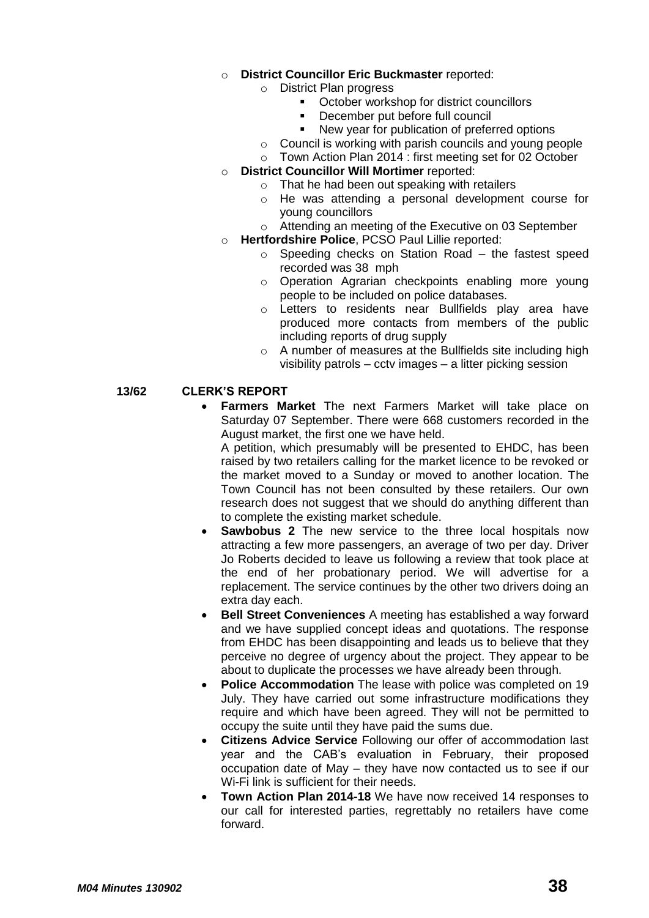- **District Councillor Eric Buckmaster** reported:
  - District Plan progress
    - October workshop for district councillors
    - December put before full council
    - New year for publication of preferred options
  - Council is working with parish councils and young people
  - Town Action Plan 2014 : first meeting set for 02 October
- **District Councillor Will Mortimer** reported:
  - That he had been out speaking with retailers
  - He was attending a personal development course for young councillors
  - Attending an meeting of the Executive on 03 September
- **Hertfordshire Police**, PCSO Paul Lillie reported:
  - Speeding checks on Station Road – the fastest speed recorded was 38 mph
  - Operation Agrarian checkpoints enabling more young people to be included on police databases.
  - Letters to residents near Bullfields play area have produced more contacts from members of the public including reports of drug supply
  - A number of measures at the Bullfields site including high visibility patrols – cctv images – a litter picking session

**13/62 CLERK'S REPORT**

- **Farmers Market** The next Farmers Market will take place on Saturday 07 September. There were 668 customers recorded in the August market, the first one we have held.
  A petition, which presumably will be presented to EHDC, has been raised by two retailers calling for the market licence to be revoked or the market moved to a Sunday or moved to another location. The Town Council has not been consulted by these retailers. Our own research does not suggest that we should do anything different than to complete the existing market schedule.
- **Sawbobus 2** The new service to the three local hospitals now attracting a few more passengers, an average of two per day. Driver Jo Roberts decided to leave us following a review that took place at the end of her probationary period. We will advertise for a replacement. The service continues by the other two drivers doing an extra day each.
- **Bell Street Conveniences** A meeting has established a way forward and we have supplied concept ideas and quotations. The response from EHDC has been disappointing and leads us to believe that they perceive no degree of urgency about the project. They appear to be about to duplicate the processes we have already been through.
- **Police Accommodation** The lease with police was completed on 19 July. They have carried out some infrastructure modifications they require and which have been agreed. They will not be permitted to occupy the suite until they have paid the sums due.
- **Citizens Advice Service** Following our offer of accommodation last year and the CAB's evaluation in February, their proposed occupation date of May – they have now contacted us to see if our Wi-Fi link is sufficient for their needs.
- **Town Action Plan 2014-18** We have now received 14 responses to our call for interested parties, regrettably no retailers have come forward.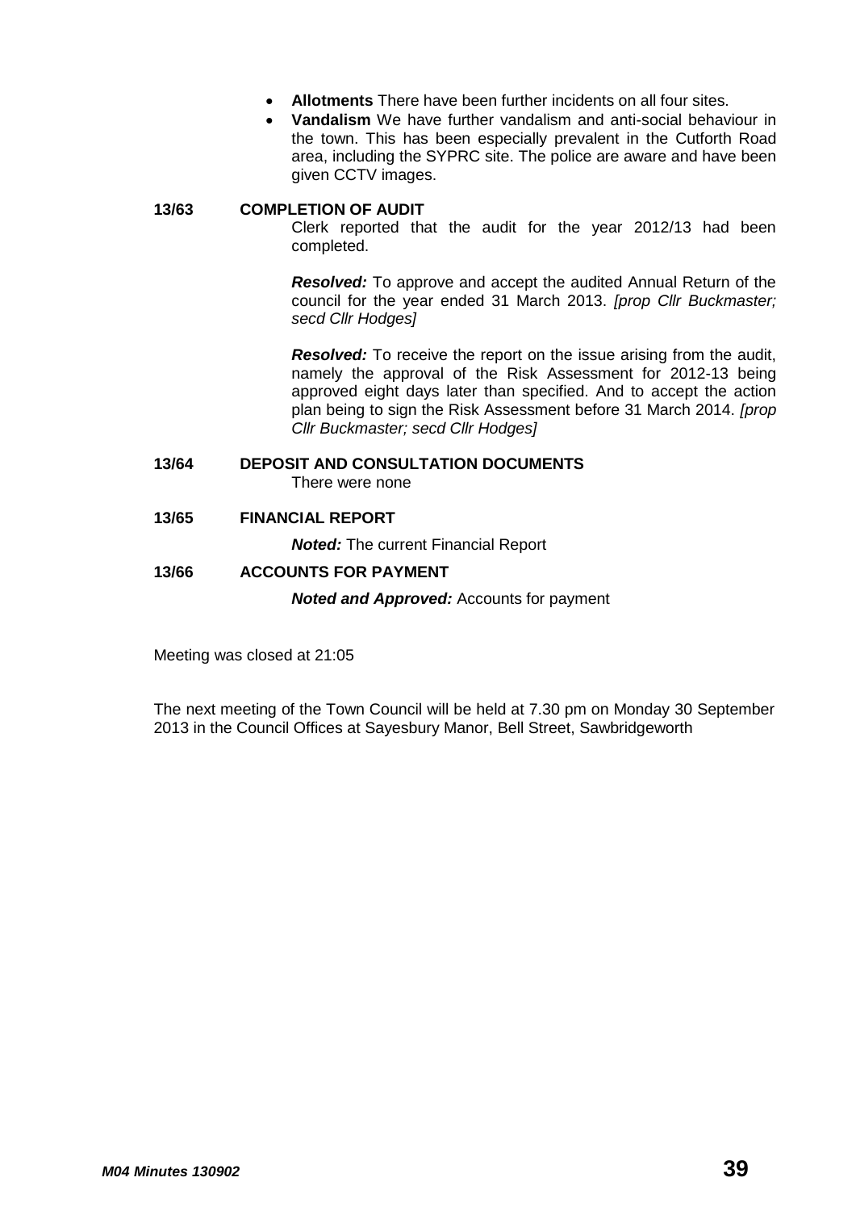- **Allotments** There have been further incidents on all four sites.
- **Vandalism** We have further vandalism and anti-social behaviour in the town. This has been especially prevalent in the Cutforth Road area, including the SYPRC site. The police are aware and have been given CCTV images.

**13/63 COMPLETION OF AUDIT**

Clerk reported that the audit for the year 2012/13 had been completed.

***Resolved:*** To approve and accept the audited Annual Return of the council for the year ended 31 March 2013. *[prop Cllr Buckmaster; secd Cllr Hodges]*

***Resolved:*** To receive the report on the issue arising from the audit, namely the approval of the Risk Assessment for 2012-13 being approved eight days later than specified. And to accept the action plan being to sign the Risk Assessment before 31 March 2014. *[prop Cllr Buckmaster; secd Cllr Hodges]*

**13/64 DEPOSIT AND CONSULTATION DOCUMENTS**

There were none

**13/65 FINANCIAL REPORT**

***Noted:*** The current Financial Report

**13/66 ACCOUNTS FOR PAYMENT**

***Noted and Approved:*** Accounts for payment

Meeting was closed at 21:05

The next meeting of the Town Council will be held at 7.30 pm on Monday 30 September 2013 in the Council Offices at Sayesbury Manor, Bell Street, Sawbridgeworth